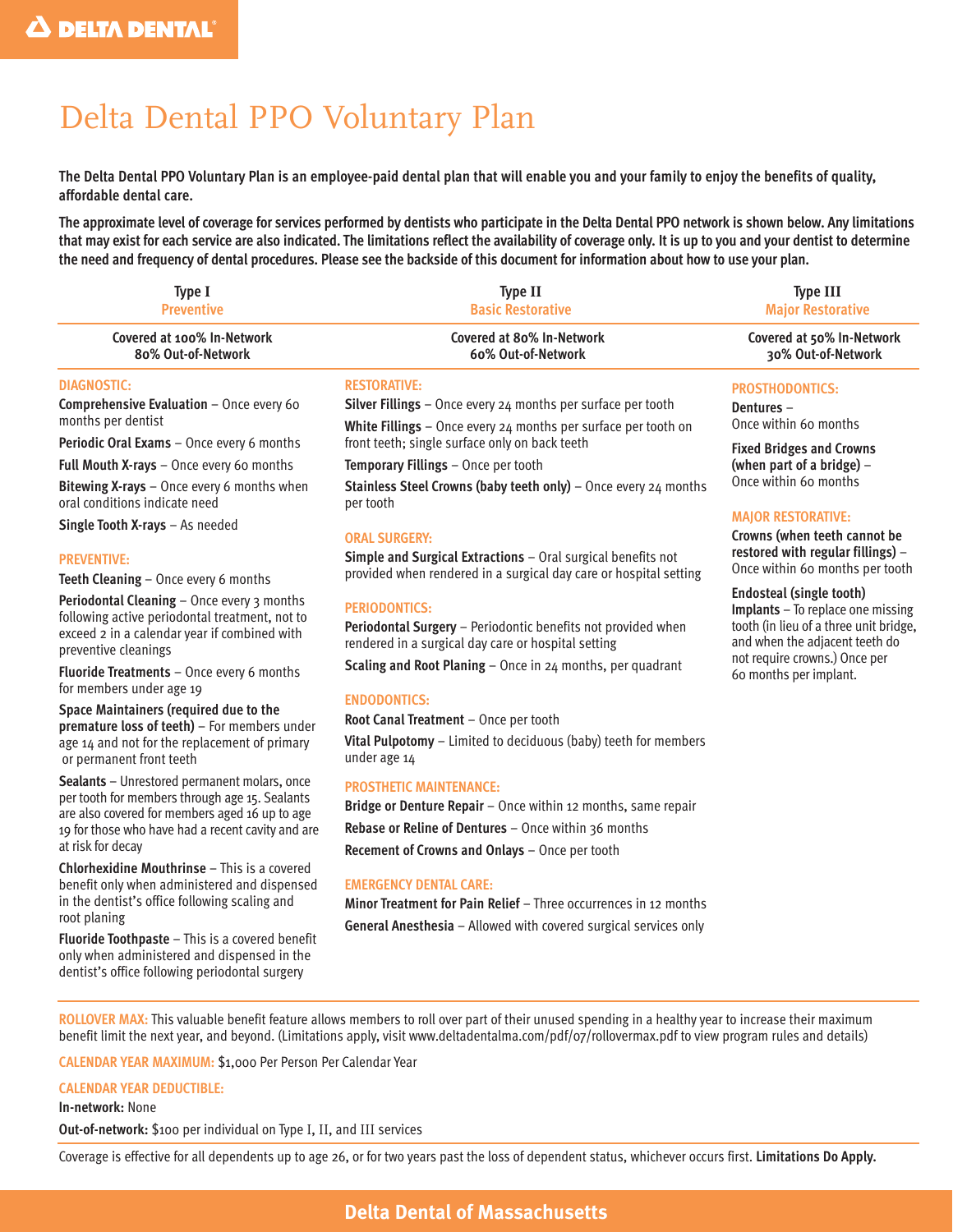# Delta Dental PPO Voluntary Plan

**The Delta Dental PPO Voluntary Plan is an employee-paid dental plan that will enable you and your family to enjoy the benefits of quality, affordable dental care.**

**The approximate level of coverage for services performed by dentists who participate in the Delta Dental PPO network is shown below. Any limitations that may exist for each service are also indicated. The limitations reflect the availability of coverage only. It is up to you and your dentist to determine the need and frequency of dental procedures. Please see the backside of this document for information about how to use your plan.**

| Type I<br>Preventive | Type II<br>Basic Restorative | Type III<br>Major Restorative |
|---|---|---|
| Covered at 100% In-Network<br>80% Out-of-Network | Covered at 80% In-Network<br>60% Out-of-Network | Covered at 50% In-Network<br>30% Out-of-Network |

## Type I – Preventive

### DIAGNOSTIC:

**Comprehensive Evaluation** – Once every 60 months per dentist

**Periodic Oral Exams** – Once every 6 months

**Full Mouth X-rays** – Once every 60 months

**Bitewing X-rays** – Once every 6 months when oral conditions indicate need

**Single Tooth X-rays** – As needed

### PREVENTIVE:

**Teeth Cleaning** – Once every 6 months

**Periodontal Cleaning** – Once every 3 months following active periodontal treatment, not to exceed 2 in a calendar year if combined with preventive cleanings

**Fluoride Treatments** – Once every 6 months for members under age 19

**Space Maintainers (required due to the premature loss of teeth)** – For members under age 14 and not for the replacement of primary or permanent front teeth

**Sealants** – Unrestored permanent molars, once per tooth for members through age 15. Sealants are also covered for members aged 16 up to age 19 for those who have had a recent cavity and are at risk for decay

**Chlorhexidine Mouthrinse** – This is a covered benefit only when administered and dispensed in the dentist's office following scaling and root planing

**Fluoride Toothpaste** – This is a covered benefit only when administered and dispensed in the dentist's office following periodontal surgery

## Type II – Basic Restorative

### RESTORATIVE:

**Silver Fillings** – Once every 24 months per surface per tooth

**White Fillings** – Once every 24 months per surface per tooth on front teeth; single surface only on back teeth

**Temporary Fillings** – Once per tooth

**Stainless Steel Crowns (baby teeth only)** – Once every 24 months per tooth

### ORAL SURGERY:

**Simple and Surgical Extractions** – Oral surgical benefits not provided when rendered in a surgical day care or hospital setting

### PERIODONTICS:

**Periodontal Surgery** – Periodontic benefits not provided when rendered in a surgical day care or hospital setting

**Scaling and Root Planing** – Once in 24 months, per quadrant

### ENDODONTICS:

**Root Canal Treatment** – Once per tooth

**Vital Pulpotomy** – Limited to deciduous (baby) teeth for members under age 14

### PROSTHETIC MAINTENANCE:

**Bridge or Denture Repair** – Once within 12 months, same repair

**Rebase or Reline of Dentures** – Once within 36 months

**Recement of Crowns and Onlays** – Once per tooth

### EMERGENCY DENTAL CARE:

**Minor Treatment for Pain Relief** – Three occurrences in 12 months

**General Anesthesia** – Allowed with covered surgical services only

## Type III – Major Restorative

### PROSTHODONTICS:

**Dentures** – Once within 60 months

**Fixed Bridges and Crowns (when part of a bridge)** – Once within 60 months

### MAJOR RESTORATIVE:

**Crowns (when teeth cannot be restored with regular fillings)** – Once within 60 months per tooth

**Endosteal (single tooth) Implants** – To replace one missing tooth (in lieu of a three unit bridge, and when the adjacent teeth do not require crowns.) Once per 60 months per implant.

---

**ROLLOVER MAX:** This valuable benefit feature allows members to roll over part of their unused spending in a healthy year to increase their maximum benefit limit the next year, and beyond. (Limitations apply, visit www.deltadentalma.com/pdf/07/rollovermax.pdf to view program rules and details)

**CALENDAR YEAR MAXIMUM:** $1,000 Per Person Per Calendar Year

**CALENDAR YEAR DEDUCTIBLE:**

**In-network:** None

**Out-of-network:** $100 per individual on Type I, II, and III services

Coverage is effective for all dependents up to age 26, or for two years past the loss of dependent status, whichever occurs first. **Limitations Do Apply.**

**Delta Dental of Massachusetts**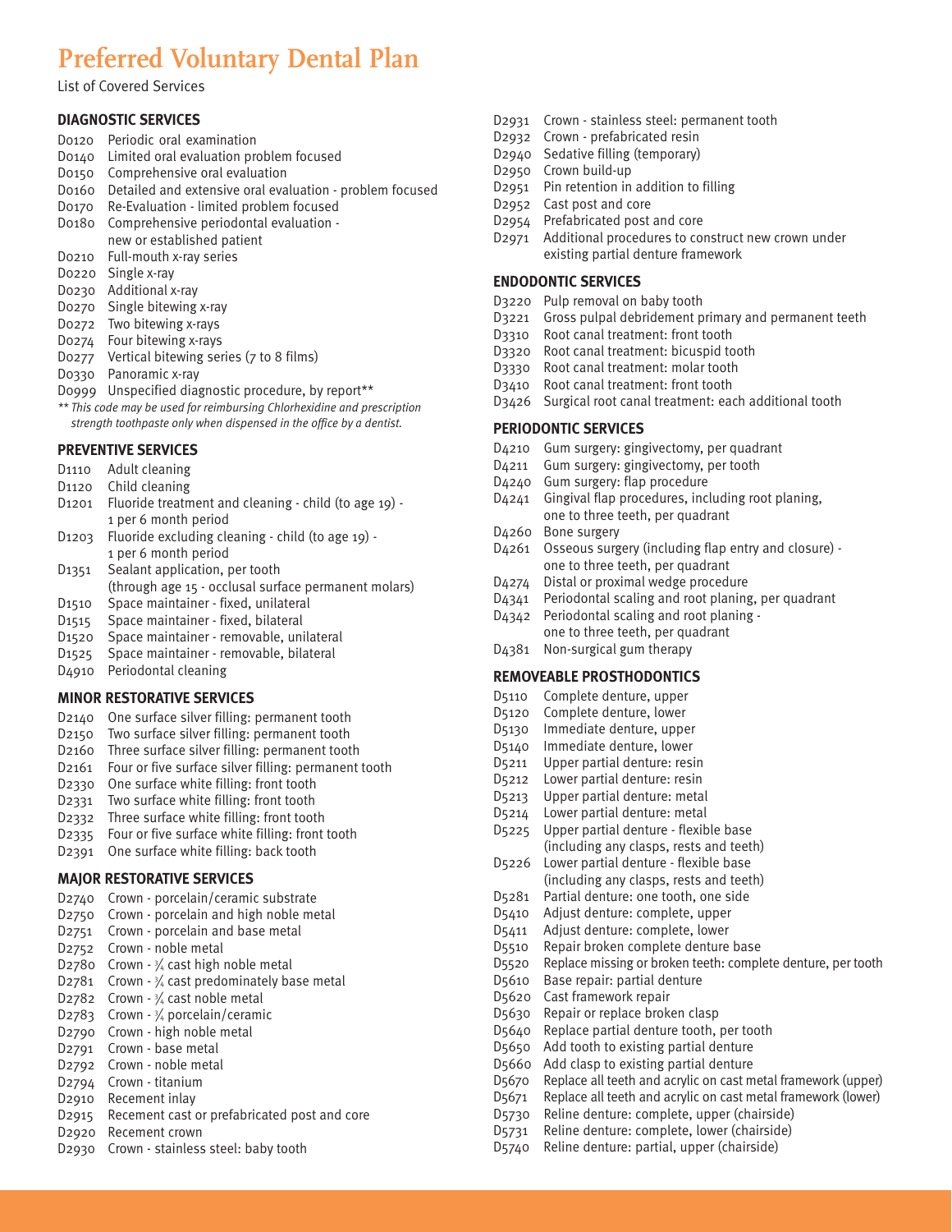# Preferred Voluntary Dental Plan

List of Covered Services

### DIAGNOSTIC SERVICES

- D0120 Periodic oral examination
- D0140 Limited oral evaluation problem focused
- D0150 Comprehensive oral evaluation
- D0160 Detailed and extensive oral evaluation - problem focused
- D0170 Re-Evaluation - limited problem focused
- D0180 Comprehensive periodontal evaluation - new or established patient
- D0210 Full-mouth x-ray series
- D0220 Single x-ray
- D0230 Additional x-ray
- D0270 Single bitewing x-ray
- D0272 Two bitewing x-rays
- D0274 Four bitewing x-rays
- D0277 Vertical bitewing series (7 to 8 films)
- D0330 Panoramic x-ray
- D0999 Unspecified diagnostic procedure, by report**

*** This code may be used for reimbursing Chlorhexidine and prescription strength toothpaste only when dispensed in the office by a dentist.*

### PREVENTIVE SERVICES

- D1110 Adult cleaning
- D1120 Child cleaning
- D1201 Fluoride treatment and cleaning - child (to age 19) - 1 per 6 month period
- D1203 Fluoride excluding cleaning - child (to age 19) - 1 per 6 month period
- D1351 Sealant application, per tooth (through age 15 - occlusal surface permanent molars)
- D1510 Space maintainer - fixed, unilateral
- D1515 Space maintainer - fixed, bilateral
- D1520 Space maintainer - removable, unilateral
- D1525 Space maintainer - removable, bilateral
- D4910 Periodontal cleaning

### MINOR RESTORATIVE SERVICES

- D2140 One surface silver filling: permanent tooth
- D2150 Two surface silver filling: permanent tooth
- D2160 Three surface silver filling: permanent tooth
- D2161 Four or five surface silver filling: permanent tooth
- D2330 One surface white filling: front tooth
- D2331 Two surface white filling: front tooth
- D2332 Three surface white filling: front tooth
- D2335 Four or five surface white filling: front tooth
- D2391 One surface white filling: back tooth

### MAJOR RESTORATIVE SERVICES

- D2740 Crown - porcelain/ceramic substrate
- D2750 Crown - porcelain and high noble metal
- D2751 Crown - porcelain and base metal
- D2752 Crown - noble metal
- D2780 Crown - ¾ cast high noble metal
- D2781 Crown - ¾ cast predominately base metal
- D2782 Crown - ¾ cast noble metal
- D2783 Crown - ¾ porcelain/ceramic
- D2790 Crown - high noble metal
- D2791 Crown - base metal
- D2792 Crown - noble metal
- D2794 Crown - titanium
- D2910 Recement inlay
- D2915 Recement cast or prefabricated post and core
- D2920 Recement crown
- D2930 Crown - stainless steel: baby tooth
- D2931 Crown - stainless steel: permanent tooth
- D2932 Crown - prefabricated resin
- D2940 Sedative filling (temporary)
- D2950 Crown build-up
- D2951 Pin retention in addition to filling
- D2952 Cast post and core
- D2954 Prefabricated post and core
- D2971 Additional procedures to construct new crown under existing partial denture framework

### ENDODONTIC SERVICES

- D3220 Pulp removal on baby tooth
- D3221 Gross pulpal debridement primary and permanent teeth
- D3310 Root canal treatment: front tooth
- D3320 Root canal treatment: bicuspid tooth
- D3330 Root canal treatment: molar tooth
- D3410 Root canal treatment: front tooth
- D3426 Surgical root canal treatment: each additional tooth

### PERIODONTIC SERVICES

- D4210 Gum surgery: gingivectomy, per quadrant
- D4211 Gum surgery: gingivectomy, per tooth
- D4240 Gum surgery: flap procedure
- D4241 Gingival flap procedures, including root planing, one to three teeth, per quadrant
- D4260 Bone surgery
- D4261 Osseous surgery (including flap entry and closure) - one to three teeth, per quadrant
- D4274 Distal or proximal wedge procedure
- D4341 Periodontal scaling and root planing, per quadrant
- D4342 Periodontal scaling and root planing - one to three teeth, per quadrant
- D4381 Non-surgical gum therapy

### REMOVEABLE PROSTHODONTICS

- D5110 Complete denture, upper
- D5120 Complete denture, lower
- D5130 Immediate denture, upper
- D5140 Immediate denture, lower
- D5211 Upper partial denture: resin
- D5212 Lower partial denture: resin
- D5213 Upper partial denture: metal
- D5214 Lower partial denture: metal
- D5225 Upper partial denture - flexible base (including any clasps, rests and teeth)
- D5226 Lower partial denture - flexible base (including any clasps, rests and teeth)
- D5281 Partial denture: one tooth, one side
- D5410 Adjust denture: complete, upper
- D5411 Adjust denture: complete, lower
- D5510 Repair broken complete denture base
- D5520 Replace missing or broken teeth: complete denture, per tooth
- D5610 Base repair: partial denture
- D5620 Cast framework repair
- D5630 Repair or replace broken clasp
- D5640 Replace partial denture tooth, per tooth
- D5650 Add tooth to existing partial denture
- D5660 Add clasp to existing partial denture
- D5670 Replace all teeth and acrylic on cast metal framework (upper)
- D5671 Replace all teeth and acrylic on cast metal framework (lower)
- D5730 Reline denture: complete, upper (chairside)
- D5731 Reline denture: complete, lower (chairside)
- D5740 Reline denture: partial, upper (chairside)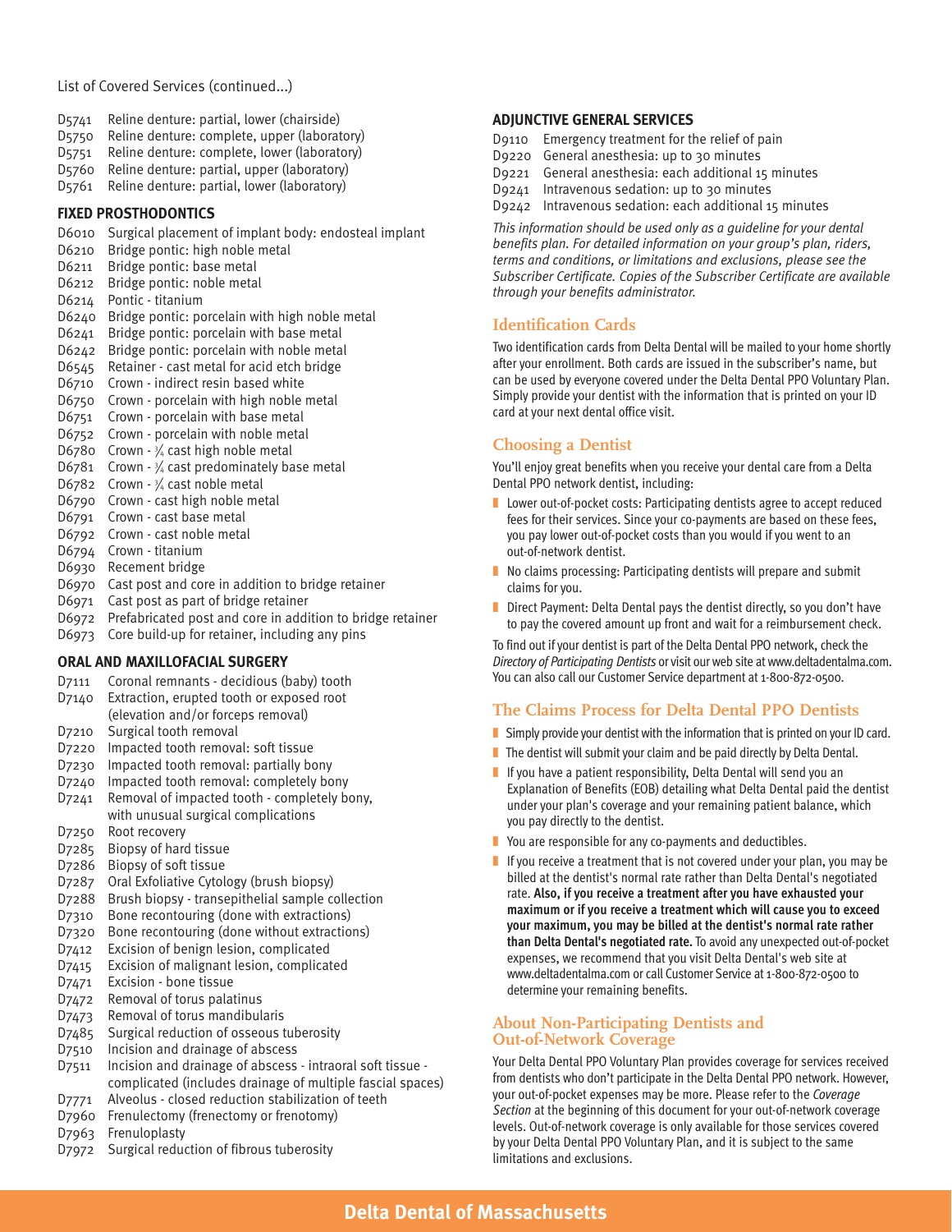List of Covered Services (continued...)

- D5741 Reline denture: partial, lower (chairside)
- D5750 Reline denture: complete, upper (laboratory)
- D5751 Reline denture: complete, lower (laboratory)
- D5760 Reline denture: partial, upper (laboratory)
- D5761 Reline denture: partial, lower (laboratory)

### FIXED PROSTHODONTICS

- D6010 Surgical placement of implant body: endosteal implant
- D6210 Bridge pontic: high noble metal
- D6211 Bridge pontic: base metal
- D6212 Bridge pontic: noble metal
- D6214 Pontic - titanium
- D6240 Bridge pontic: porcelain with high noble metal
- D6241 Bridge pontic: porcelain with base metal
- D6242 Bridge pontic: porcelain with noble metal
- D6545 Retainer - cast metal for acid etch bridge
- D6710 Crown - indirect resin based white
- D6750 Crown - porcelain with high noble metal
- D6751 Crown - porcelain with base metal
- D6752 Crown - porcelain with noble metal
- D6780 Crown - ¾ cast high noble metal
- D6781 Crown - ¾ cast predominately base metal
- D6782 Crown - ¾ cast noble metal
- D6790 Crown - cast high noble metal
- D6791 Crown - cast base metal
- D6792 Crown - cast noble metal
- D6794 Crown - titanium
- D6930 Recement bridge
- D6970 Cast post and core in addition to bridge retainer
- D6971 Cast post as part of bridge retainer
- D6972 Prefabricated post and core in addition to bridge retainer
- D6973 Core build-up for retainer, including any pins

### ORAL AND MAXILLOFACIAL SURGERY

- D7111 Coronal remnants - decidious (baby) tooth
- D7140 Extraction, erupted tooth or exposed root (elevation and/or forceps removal)
- D7210 Surgical tooth removal
- D7220 Impacted tooth removal: soft tissue
- D7230 Impacted tooth removal: partially bony
- D7240 Impacted tooth removal: completely bony
- D7241 Removal of impacted tooth - completely bony, with unusual surgical complications
- D7250 Root recovery
- D7285 Biopsy of hard tissue
- D7286 Biopsy of soft tissue
- D7287 Oral Exfoliative Cytology (brush biopsy)
- D7288 Brush biopsy - transepithelial sample collection
- D7310 Bone recontouring (done with extractions)
- D7320 Bone recontouring (done without extractions)
- D7412 Excision of benign lesion, complicated
- D7415 Excision of malignant lesion, complicated
- D7471 Excision - bone tissue
- D7472 Removal of torus palatinus
- D7473 Removal of torus mandibularis
- D7485 Surgical reduction of osseous tuberosity
- D7510 Incision and drainage of abscess
- D7511 Incision and drainage of abscess - intraoral soft tissue - complicated (includes drainage of multiple fascial spaces)
- D7771 Alveolus - closed reduction stabilization of teeth
- D7960 Frenulectomy (frenectomy or frenotomy)
- D7963 Frenuloplasty
- D7972 Surgical reduction of fibrous tuberosity

### ADJUNCTIVE GENERAL SERVICES

- D9110 Emergency treatment for the relief of pain
- D9220 General anesthesia: up to 30 minutes
- D9221 General anesthesia: each additional 15 minutes
- D9241 Intravenous sedation: up to 30 minutes
- D9242 Intravenous sedation: each additional 15 minutes

*This information should be used only as a guideline for your dental benefits plan. For detailed information on your group's plan, riders, terms and conditions, or limitations and exclusions, please see the Subscriber Certificate. Copies of the Subscriber Certificate are available through your benefits administrator.*

## Identification Cards

Two identification cards from Delta Dental will be mailed to your home shortly after your enrollment. Both cards are issued in the subscriber's name, but can be used by everyone covered under the Delta Dental PPO Voluntary Plan. Simply provide your dentist with the information that is printed on your ID card at your next dental office visit.

## Choosing a Dentist

You'll enjoy great benefits when you receive your dental care from a Delta Dental PPO network dentist, including:

- Lower out-of-pocket costs: Participating dentists agree to accept reduced fees for their services. Since your co-payments are based on these fees, you pay lower out-of-pocket costs than you would if you went to an out-of-network dentist.
- No claims processing: Participating dentists will prepare and submit claims for you.
- Direct Payment: Delta Dental pays the dentist directly, so you don't have to pay the covered amount up front and wait for a reimbursement check.

To find out if your dentist is part of the Delta Dental PPO network, check the *Directory of Participating Dentists* or visit our web site at www.deltadentalma.com. You can also call our Customer Service department at 1-800-872-0500.

## The Claims Process for Delta Dental PPO Dentists

- Simply provide your dentist with the information that is printed on your ID card.
- The dentist will submit your claim and be paid directly by Delta Dental.
- If you have a patient responsibility, Delta Dental will send you an Explanation of Benefits (EOB) detailing what Delta Dental paid the dentist under your plan's coverage and your remaining patient balance, which you pay directly to the dentist.
- You are responsible for any co-payments and deductibles.
- If you receive a treatment that is not covered under your plan, you may be billed at the dentist's normal rate rather than Delta Dental's negotiated rate. **Also, if you receive a treatment after you have exhausted your maximum or if you receive a treatment which will cause you to exceed your maximum, you may be billed at the dentist's normal rate rather than Delta Dental's negotiated rate.** To avoid any unexpected out-of-pocket expenses, we recommend that you visit Delta Dental's web site at www.deltadentalma.com or call Customer Service at 1-800-872-0500 to determine your remaining benefits.

## About Non-Participating Dentists and Out-of-Network Coverage

Your Delta Dental PPO Voluntary Plan provides coverage for services received from dentists who don't participate in the Delta Dental PPO network. However, your out-of-pocket expenses may be more. Please refer to the *Coverage Section* at the beginning of this document for your out-of-network coverage levels. Out-of-network coverage is only available for those services covered by your Delta Dental PPO Voluntary Plan, and it is subject to the same limitations and exclusions.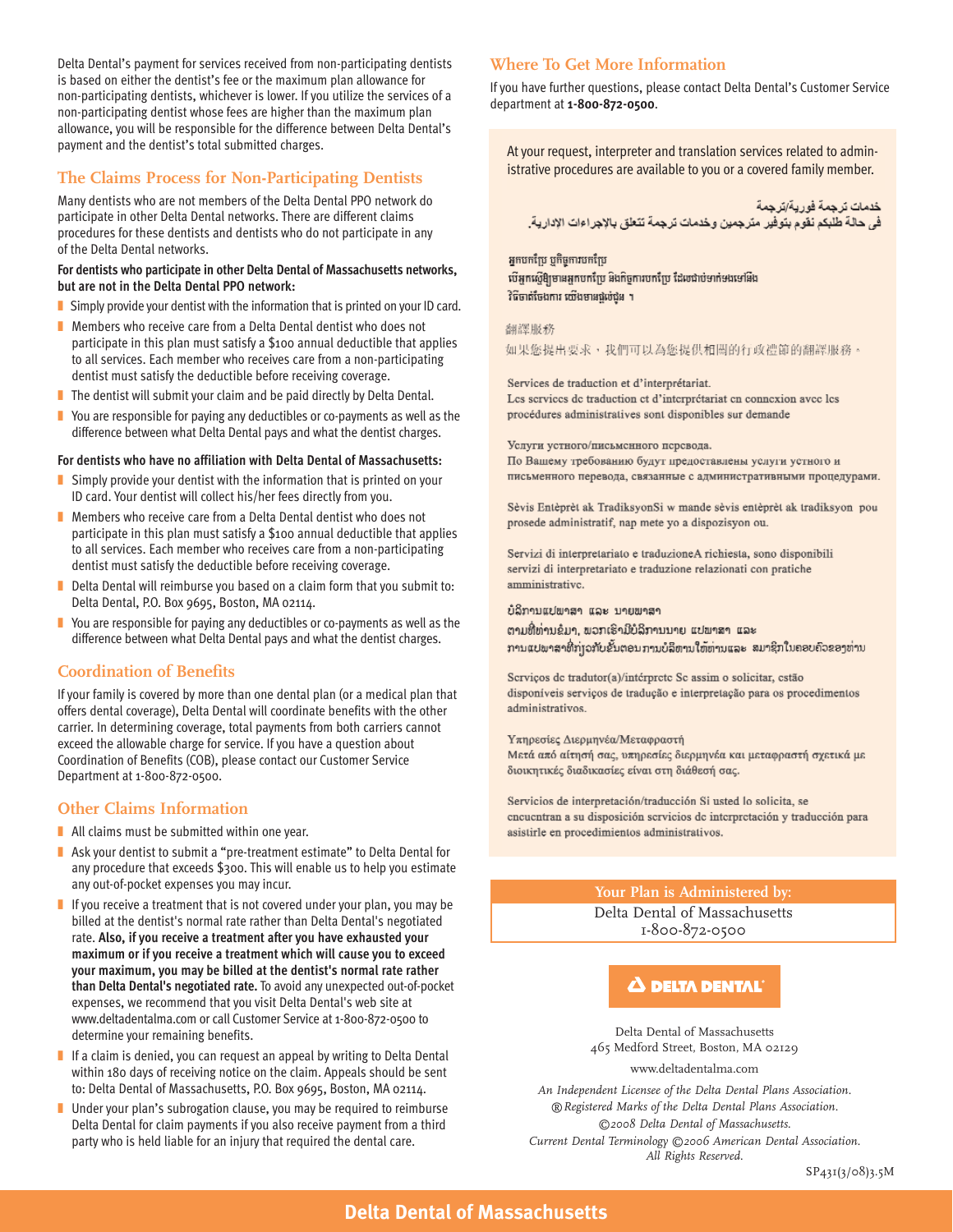Delta Dental's payment for services received from non-participating dentists is based on either the dentist's fee or the maximum plan allowance for non-participating dentists, whichever is lower. If you utilize the services of a non-participating dentist whose fees are higher than the maximum plan allowance, you will be responsible for the difference between Delta Dental's payment and the dentist's total submitted charges.

## The Claims Process for Non-Participating Dentists

Many dentists who are not members of the Delta Dental PPO network do participate in other Delta Dental networks. There are different claims procedures for these dentists and dentists who do not participate in any of the Delta Dental networks.

**For dentists who participate in other Delta Dental of Massachusetts networks, but are not in the Delta Dental PPO network:**

- Simply provide your dentist with the information that is printed on your ID card.
- Members who receive care from a Delta Dental dentist who does not participate in this plan must satisfy a $100 annual deductible that applies to all services. Each member who receives care from a non-participating dentist must satisfy the deductible before receiving coverage.
- The dentist will submit your claim and be paid directly by Delta Dental.
- You are responsible for paying any deductibles or co-payments as well as the difference between what Delta Dental pays and what the dentist charges.

**For dentists who have no affiliation with Delta Dental of Massachusetts:**

- Simply provide your dentist with the information that is printed on your ID card. Your dentist will collect his/her fees directly from you.
- Members who receive care from a Delta Dental dentist who does not participate in this plan must satisfy a $100 annual deductible that applies to all services. Each member who receives care from a non-participating dentist must satisfy the deductible before receiving coverage.
- Delta Dental will reimburse you based on a claim form that you submit to: Delta Dental, P.O. Box 9695, Boston, MA 02114.
- You are responsible for paying any deductibles or co-payments as well as the difference between what Delta Dental pays and what the dentist charges.

## Coordination of Benefits

If your family is covered by more than one dental plan (or a medical plan that offers dental coverage), Delta Dental will coordinate benefits with the other carrier. In determining coverage, total payments from both carriers cannot exceed the allowable charge for service. If you have a question about Coordination of Benefits (COB), please contact our Customer Service Department at 1-800-872-0500.

## Other Claims Information

- All claims must be submitted within one year.
- Ask your dentist to submit a "pre-treatment estimate" to Delta Dental for any procedure that exceeds $300. This will enable us to help you estimate any out-of-pocket expenses you may incur.
- If you receive a treatment that is not covered under your plan, you may be billed at the dentist's normal rate rather than Delta Dental's negotiated rate. **Also, if you receive a treatment after you have exhausted your maximum or if you receive a treatment which will cause you to exceed your maximum, you may be billed at the dentist's normal rate rather than Delta Dental's negotiated rate.** To avoid any unexpected out-of-pocket expenses, we recommend that you visit Delta Dental's web site at www.deltadentalma.com or call Customer Service at 1-800-872-0500 to determine your remaining benefits.
- If a claim is denied, you can request an appeal by writing to Delta Dental within 180 days of receiving notice on the claim. Appeals should be sent to: Delta Dental of Massachusetts, P.O. Box 9695, Boston, MA 02114.
- Under your plan's subrogation clause, you may be required to reimburse Delta Dental for claim payments if you also receive payment from a third party who is held liable for an injury that required the dental care.

## Where To Get More Information

If you have further questions, please contact Delta Dental's Customer Service department at **1-800-872-0500**.

At your request, interpreter and translation services related to administrative procedures are available to you or a covered family member.

خدمات ترجمة فورية/ترجمة
في حالة طلبكم نقوم بتوفير مترجمين وخدمات ترجمة تتعلق بالإجراءات الادارية.

អ្នកបកប្រែ ឬកិច្ចការបកប្រែ
បើអ្នកស្នើសុំ​មានអ្នកបកប្រែ និងកិច្ចការបកប្រែ ដែលជាប់ទាក់ទងទៅនឹងវិធីចាត់ចែងការ យើងមានផ្ដល់ជូន ។

翻譯服務
如果您提出要求，我們可以為您提供相關的行政禮節的翻譯服務。

Services de traduction et d'interprétariat.
Les services de traduction et d'interprétariat en connexion avec les procédures administratives sont disponibles sur demande

Услуги устного/письменного перевода.
По Вашему требованию будут предоставлены услуги устного и письменного перевода, связанные с административными процедурами.

Sèvis Entèprèt ak TradiksyonSi w mande sèvis entèprèt ak tradiksyon pou prosede administratif, nap mete yo a dispozisyon ou.

Servizi di interpretariato e traduzioneA richiesta, sono disponibili servizi di interpretariato e traduzione relazionati con pratiche amministrative.

ບໍລິການແປພາສາ ແລະ ນາຍພາສາ
ຕາມທີ່ທ່ານຂໍມາ, ພວກເຮົາມີບໍລິການນາຍ ແປພາສາ ແລະ ການແປພາສາທີ່ກ່ຽວກັບຂັ້ນຕອນການບໍລິຫານໃຫ້ທ່ານແລະ ສມາຊິກໃນຄອບຄົວຂອງທ່ານ

Serviços de tradutor(a)/intérprete Se assim o solicitar, estão disponíveis serviços de tradução e interpretação para os procedimentos administrativos.

Υπηρεσίες Διερμηνέα/Μεταφραστή
Μετά από αίτησή σας, υπηρεσίες διερμηνέα και μεταφραστή σχετικά με διοικητικές διαδικασίες είναι στη διάθεσή σας.

Servicios de interpretación/traducción Si usted lo solicita, se encuentran a su disposición servicios de interpretación y traducción para asistirle en procedimientos administrativos.

**Your Plan is Administered by:**
Delta Dental of Massachusetts
1-800-872-0500

DELTA DENTAL®

Delta Dental of Massachusetts
465 Medford Street, Boston, MA 02129

www.deltadentalma.com

*An Independent Licensee of the Delta Dental Plans Association.*
*® Registered Marks of the Delta Dental Plans Association.*
*©2008 Delta Dental of Massachusetts.*
*Current Dental Terminology ©2006 American Dental Association. All Rights Reserved.*

SP431(3/08)3.5M

Delta Dental of Massachusetts